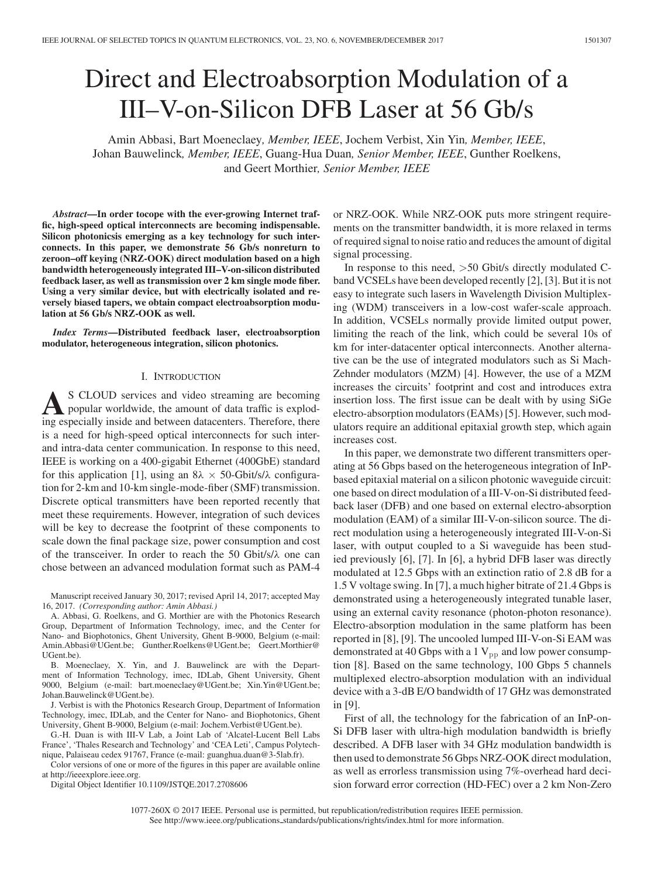# Direct and Electroabsorption Modulation of a III–V-on-Silicon DFB Laser at 56 Gb/s

Amin Abbasi, Bart Moeneclaey, *Member, IEEE*, Jochem Verbist, Xin Yin, *Member, IEEE*, Johan Bauwelinck, *Member, IEEE*, Guang-Hua Duan, *Senior Member, IEEE*, Gunther Roelkens, and Geert Morthier, *Senior Member, IEEE*

***Abstract*—In order tocope with the ever-growing Internet traffic, high-speed optical interconnects are becoming indispensable. Silicon photonicsis emerging as a key technology for such interconnects. In this paper, we demonstrate 56 Gb/s nonreturn to zeroon–off keying (NRZ-OOK) direct modulation based on a high bandwidth heterogeneously integrated III–V-on-silicon distributed feedback laser, as well as transmission over 2 km single mode fiber. Using a very similar device, but with electrically isolated and reversely biased tapers, we obtain compact electroabsorption modulation at 56 Gb/s NRZ-OOK as well.**

***Index Terms*—Distributed feedback laser, electroabsorption modulator, heterogeneous integration, silicon photonics.**

## I. Introduction

As CLOUD services and video streaming are becoming popular worldwide, the amount of data traffic is exploding especially inside and between datacenters. Therefore, there is a need for high-speed optical interconnects for such inter- and intra-data center communication. In response to this need, IEEE is working on a 400-gigabit Ethernet (400GbE) standard for this application [1], using an 8λ × 50-Gbit/s/λ configuration for 2-km and 10-km single-mode-fiber (SMF) transmission. Discrete optical transmitters have been reported recently that meet these requirements. However, integration of such devices will be key to decrease the footprint of these components to scale down the final package size, power consumption and cost of the transceiver. In order to reach the 50 Gbit/s/λ one can chose between an advanced modulation format such as PAM-4 or NRZ-OOK. While NRZ-OOK puts more stringent requirements on the transmitter bandwidth, it is more relaxed in terms of required signal to noise ratio and reduces the amount of digital signal processing.

In response to this need, >50 Gbit/s directly modulated C-band VCSELs have been developed recently [2], [3]. But it is not easy to integrate such lasers in Wavelength Division Multiplexing (WDM) transceivers in a low-cost wafer-scale approach. In addition, VCSELs normally provide limited output power, limiting the reach of the link, which could be several 10s of km for inter-datacenter optical interconnects. Another alternative can be the use of integrated modulators such as Si Mach-Zehnder modulators (MZM) [4]. However, the use of a MZM increases the circuits' footprint and cost and introduces extra insertion loss. The first issue can be dealt with by using SiGe electro-absorption modulators (EAMs) [5]. However, such modulators require an additional epitaxial growth step, which again increases cost.

In this paper, we demonstrate two different transmitters operating at 56 Gbps based on the heterogeneous integration of InP-based epitaxial material on a silicon photonic waveguide circuit: one based on direct modulation of a III-V-on-Si distributed feedback laser (DFB) and one based on external electro-absorption modulation (EAM) of a similar III-V-on-silicon source. The direct modulation using a heterogeneously integrated III-V-on-Si laser, with output coupled to a Si waveguide has been studied previously [6], [7]. In [6], a hybrid DFB laser was directly modulated at 12.5 Gbps with an extinction ratio of 2.8 dB for a 1.5 V voltage swing. In [7], a much higher bitrate of 21.4 Gbps is demonstrated using a heterogeneously integrated tunable laser, using an external cavity resonance (photon-photon resonance). Electro-absorption modulation in the same platform has been reported in [8], [9]. The uncooled lumped III-V-on-Si EAM was demonstrated at 40 Gbps with a 1 $V_{pp}$ and low power consumption [8]. Based on the same technology, 100 Gbps 5 channels multiplexed electro-absorption modulation with an individual device with a 3-dB E/O bandwidth of 17 GHz was demonstrated in [9].

First of all, the technology for the fabrication of an InP-on-Si DFB laser with ultra-high modulation bandwidth is briefly described. A DFB laser with 34 GHz modulation bandwidth is then used to demonstrate 56 Gbps NRZ-OOK direct modulation, as well as errorless transmission using 7%-overhead hard decision forward error correction (HD-FEC) over a 2 km Non-Zero

Manuscript received January 30, 2017; revised April 14, 2017; accepted May 16, 2017. *(Corresponding author: Amin Abbasi.)*

A. Abbasi, G. Roelkens, and G. Morthier are with the Photonics Research Group, Department of Information Technology, imec, and the Center for Nano- and Biophotonics, Ghent University, Ghent B-9000, Belgium (e-mail: Amin.Abbasi@UGent.be; Gunther.Roelkens@UGent.be; Geert.Morthier@UGent.be).

B. Moeneclaey, X. Yin, and J. Bauwelinck are with the Department of Information Technology, imec, IDLab, Ghent University, Ghent 9000, Belgium (e-mail: bart.moeneclaey@UGent.be; Xin.Yin@UGent.be; Johan.Bauwelinck@UGent.be).

J. Verbist is with the Photonics Research Group, Department of Information Technology, imec, IDLab, and the Center for Nano- and Biophotonics, Ghent University, Ghent B-9000, Belgium (e-mail: Jochem.Verbist@UGent.be).

G.-H. Duan is with III-V Lab, a Joint Lab of 'Alcatel-Lucent Bell Labs France', 'Thales Research and Technology' and 'CEA Leti', Campus Polytechnique, Palaiseau cedex 91767, France (e-mail: guanghua.duan@3-5lab.fr).

Color versions of one or more of the figures in this paper are available online at http://ieeexplore.ieee.org.

Digital Object Identifier 10.1109/JSTQE.2017.2708606

1077-260X © 2017 IEEE. Personal use is permitted, but republication/redistribution requires IEEE permission. See http://www.ieee.org/publications_standards/publications/rights/index.html for more information.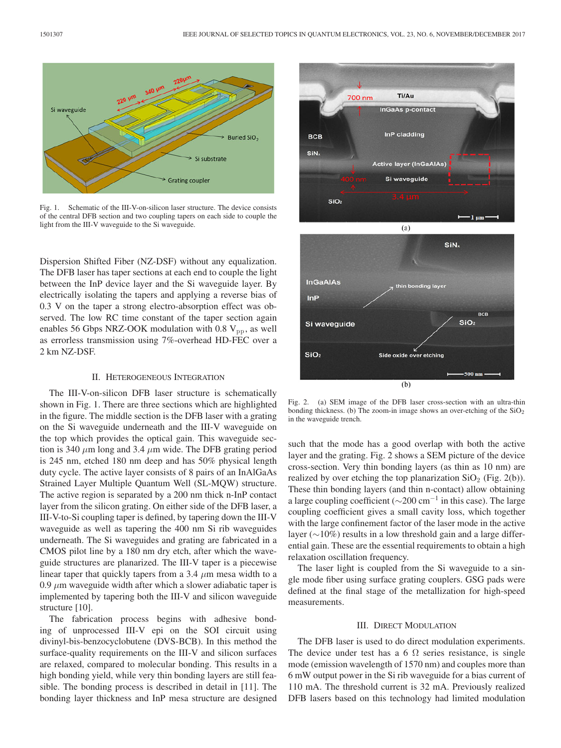Fig. 1. Schematic of the III-V-on-silicon laser structure. The device consists of the central DFB section and two coupling tapers on each side to couple the light from the III-V waveguide to the Si waveguide.

Dispersion Shifted Fiber (NZ-DSF) without any equalization. The DFB laser has taper sections at each end to couple the light between the InP device layer and the Si waveguide layer. By electrically isolating the tapers and applying a reverse bias of 0.3 V on the taper a strong electro-absorption effect was observed. The low RC time constant of the taper section again enables 56 Gbps NRZ-OOK modulation with 0.8 $V_{pp}$, as well as errorless transmission using 7%-overhead HD-FEC over a 2 km NZ-DSF.

## II. Heterogeneous Integration

The III-V-on-silicon DFB laser structure is schematically shown in Fig. 1. There are three sections which are highlighted in the figure. The middle section is the DFB laser with a grating on the Si waveguide underneath and the III-V waveguide on the top which provides the optical gain. This waveguide section is 340 $\mu$m long and 3.4 $\mu$m wide. The DFB grating period is 245 nm, etched 180 nm deep and has 50% physical length duty cycle. The active layer consists of 8 pairs of an InAlGaAs Strained Layer Multiple Quantum Well (SL-MQW) structure. The active region is separated by a 200 nm thick n-InP contact layer from the silicon grating. On either side of the DFB laser, a III-V-to-Si coupling taper is defined, by tapering down the III-V waveguide as well as tapering the 400 nm Si rib waveguides underneath. The Si waveguides and grating are fabricated in a CMOS pilot line by a 180 nm dry etch, after which the waveguide structures are planarized. The III-V taper is a piecewise linear taper that quickly tapers from a 3.4 $\mu$m mesa width to a 0.9 $\mu$m waveguide width after which a slower adiabatic taper is implemented by tapering both the III-V and silicon waveguide structure [10].

The fabrication process begins with adhesive bonding of unprocessed III-V epi on the SOI circuit using divinyl-bis-benzocyclobutene (DVS-BCB). In this method the surface-quality requirements on the III-V and silicon surfaces are relaxed, compared to molecular bonding. This results in a high bonding yield, while very thin bonding layers are still feasible. The bonding process is described in detail in [11]. The bonding layer thickness and InP mesa structure are designed such that the mode has a good overlap with both the active layer and the grating. Fig. 2 shows a SEM picture of the device cross-section. Very thin bonding layers (as thin as 10 nm) are realized by over etching the top planarization $SiO_2$ (Fig. 2(b)). These thin bonding layers (and thin n-contact) allow obtaining a large coupling coefficient ($\sim$200 $cm^{-1}$ in this case). The large coupling coefficient gives a small cavity loss, which together with the large confinement factor of the laser mode in the active layer ($\sim$10%) results in a low threshold gain and a large differential gain. These are the essential requirements to obtain a high relaxation oscillation frequency.

Fig. 2. (a) SEM image of the DFB laser cross-section with an ultra-thin bonding thickness. (b) The zoom-in image shows an over-etching of the $SiO_2$ in the waveguide trench.

The laser light is coupled from the Si waveguide to a single mode fiber using surface grating couplers. GSG pads were defined at the final stage of the metallization for high-speed measurements.

## III. Direct Modulation

The DFB laser is used to do direct modulation experiments. The device under test has a 6 $\Omega$ series resistance, is single mode (emission wavelength of 1570 nm) and couples more than 6 mW output power in the Si rib waveguide for a bias current of 110 mA. The threshold current is 32 mA. Previously realized DFB lasers based on this technology had limited modulation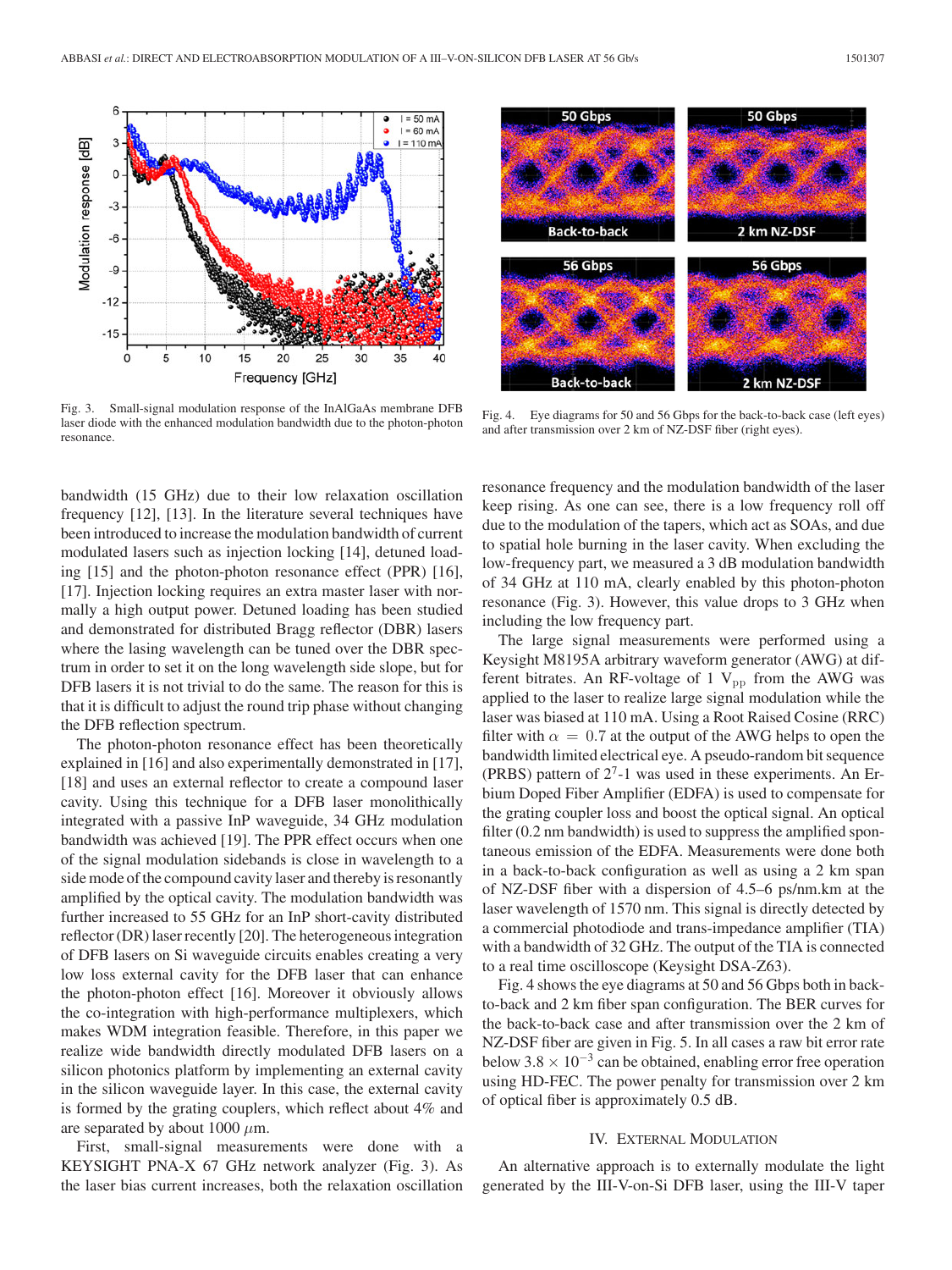Fig. 3. Small-signal modulation response of the InAlGaAs membrane DFB laser diode with the enhanced modulation bandwidth due to the photon-photon resonance.

Fig. 4. Eye diagrams for 50 and 56 Gbps for the back-to-back case (left eyes) and after transmission over 2 km of NZ-DSF fiber (right eyes).

bandwidth (15 GHz) due to their low relaxation oscillation frequency [12], [13]. In the literature several techniques have been introduced to increase the modulation bandwidth of current modulated lasers such as injection locking [14], detuned loading [15] and the photon-photon resonance effect (PPR) [16], [17]. Injection locking requires an extra master laser with normally a high output power. Detuned loading has been studied and demonstrated for distributed Bragg reflector (DBR) lasers where the lasing wavelength can be tuned over the DBR spectrum in order to set it on the long wavelength side slope, but for DFB lasers it is not trivial to do the same. The reason for this is that it is difficult to adjust the round trip phase without changing the DFB reflection spectrum.

The photon-photon resonance effect has been theoretically explained in [16] and also experimentally demonstrated in [17], [18] and uses an external reflector to create a compound laser cavity. Using this technique for a DFB laser monolithically integrated with a passive InP waveguide, 34 GHz modulation bandwidth was achieved [19]. The PPR effect occurs when one of the signal modulation sidebands is close in wavelength to a side mode of the compound cavity laser and thereby is resonantly amplified by the optical cavity. The modulation bandwidth was further increased to 55 GHz for an InP short-cavity distributed reflector (DR) laser recently [20]. The heterogeneous integration of DFB lasers on Si waveguide circuits enables creating a very low loss external cavity for the DFB laser that can enhance the photon-photon effect [16]. Moreover it obviously allows the co-integration with high-performance multiplexers, which makes WDM integration feasible. Therefore, in this paper we realize wide bandwidth directly modulated DFB lasers on a silicon photonics platform by implementing an external cavity in the silicon waveguide layer. In this case, the external cavity is formed by the grating couplers, which reflect about 4% and are separated by about 1000 $\mu$m.

First, small-signal measurements were done with a KEYSIGHT PNA-X 67 GHz network analyzer (Fig. 3). As the laser bias current increases, both the relaxation oscillation resonance frequency and the modulation bandwidth of the laser keep rising. As one can see, there is a low frequency roll off due to the modulation of the tapers, which act as SOAs, and due to spatial hole burning in the laser cavity. When excluding the low-frequency part, we measured a 3 dB modulation bandwidth of 34 GHz at 110 mA, clearly enabled by this photon-photon resonance (Fig. 3). However, this value drops to 3 GHz when including the low frequency part.

The large signal measurements were performed using a Keysight M8195A arbitrary waveform generator (AWG) at different bitrates. An RF-voltage of 1 $V_{pp}$ from the AWG was applied to the laser to realize large signal modulation while the laser was biased at 110 mA. Using a Root Raised Cosine (RRC) filter with $\alpha = 0.7$ at the output of the AWG helps to open the bandwidth limited electrical eye. A pseudo-random bit sequence (PRBS) pattern of $2^7$-1 was used in these experiments. An Erbium Doped Fiber Amplifier (EDFA) is used to compensate for the grating coupler loss and boost the optical signal. An optical filter (0.2 nm bandwidth) is used to suppress the amplified spontaneous emission of the EDFA. Measurements were done both in a back-to-back configuration as well as using a 2 km span of NZ-DSF fiber with a dispersion of 4.5–6 ps/nm.km at the laser wavelength of 1570 nm. This signal is directly detected by a commercial photodiode and trans-impedance amplifier (TIA) with a bandwidth of 32 GHz. The output of the TIA is connected to a real time oscilloscope (Keysight DSA-Z63).

Fig. 4 shows the eye diagrams at 50 and 56 Gbps both in back-to-back and 2 km fiber span configuration. The BER curves for the back-to-back case and after transmission over the 2 km of NZ-DSF fiber are given in Fig. 5. In all cases a raw bit error rate below $3.8 \times 10^{-3}$ can be obtained, enabling error free operation using HD-FEC. The power penalty for transmission over 2 km of optical fiber is approximately 0.5 dB.

## IV. External Modulation

An alternative approach is to externally modulate the light generated by the III-V-on-Si DFB laser, using the III-V taper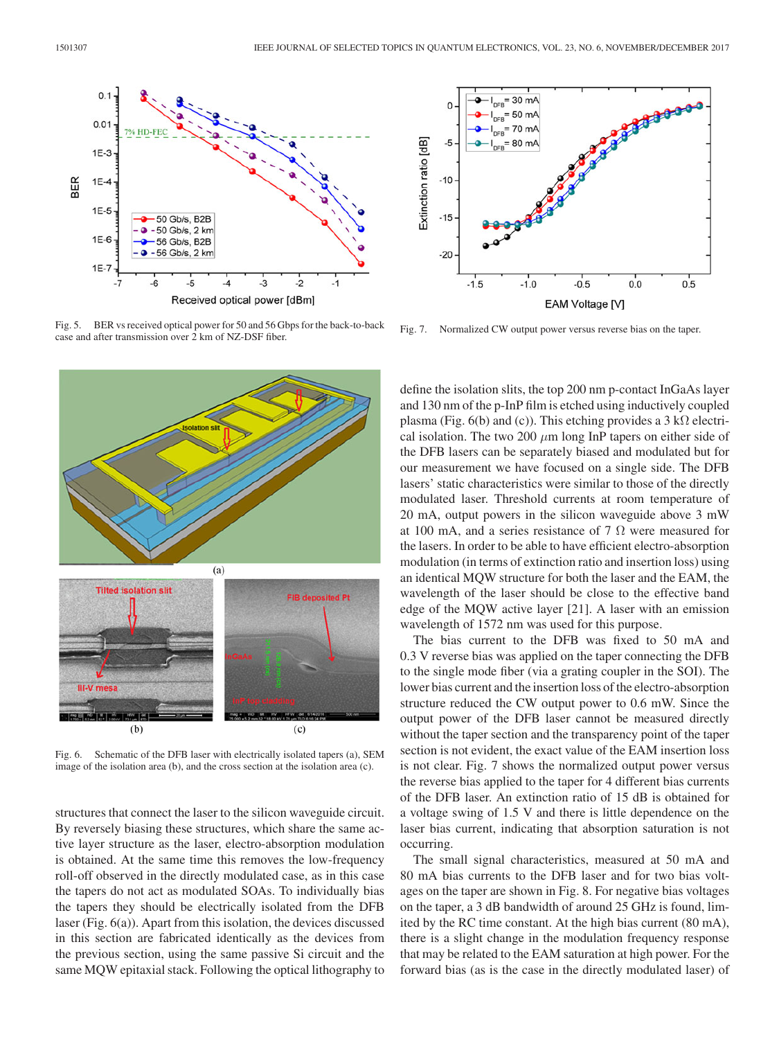Fig. 5. BER vs received optical power for 50 and 56 Gbps for the back-to-back case and after transmission over 2 km of NZ-DSF fiber.

Fig. 7. Normalized CW output power versus reverse bias on the taper.

Fig. 6. Schematic of the DFB laser with electrically isolated tapers (a), SEM image of the isolation area (b), and the cross section at the isolation area (c).

structures that connect the laser to the silicon waveguide circuit. By reversely biasing these structures, which share the same active layer structure as the laser, electro-absorption modulation is obtained. At the same time this removes the low-frequency roll-off observed in the directly modulated case, as in this case the tapers do not act as modulated SOAs. To individually bias the tapers they should be electrically isolated from the DFB laser (Fig. 6(a)). Apart from this isolation, the devices discussed in this section are fabricated identically as the devices from the previous section, using the same passive Si circuit and the same MQW epitaxial stack. Following the optical lithography to define the isolation slits, the top 200 nm p-contact InGaAs layer and 130 nm of the p-InP film is etched using inductively coupled plasma (Fig. 6(b) and (c)). This etching provides a 3 kΩ electrical isolation. The two 200 $\mu$m long InP tapers on either side of the DFB lasers can be separately biased and modulated but for our measurement we have focused on a single side. The DFB lasers' static characteristics were similar to those of the directly modulated laser. Threshold currents at room temperature of 20 mA, output powers in the silicon waveguide above 3 mW at 100 mA, and a series resistance of 7 Ω were measured for the lasers. In order to be able to have efficient electro-absorption modulation (in terms of extinction ratio and insertion loss) using an identical MQW structure for both the laser and the EAM, the wavelength of the laser should be close to the effective band edge of the MQW active layer [21]. A laser with an emission wavelength of 1572 nm was used for this purpose.

The bias current to the DFB was fixed to 50 mA and 0.3 V reverse bias was applied on the taper connecting the DFB to the single mode fiber (via a grating coupler in the SOI). The lower bias current and the insertion loss of the electro-absorption structure reduced the CW output power to 0.6 mW. Since the output power of the DFB laser cannot be measured directly without the taper section and the transparency point of the taper section is not evident, the exact value of the EAM insertion loss is not clear. Fig. 7 shows the normalized output power versus the reverse bias applied to the taper for 4 different bias currents of the DFB laser. An extinction ratio of 15 dB is obtained for a voltage swing of 1.5 V and there is little dependence on the laser bias current, indicating that absorption saturation is not occurring.

The small signal characteristics, measured at 50 mA and 80 mA bias currents to the DFB laser and for two bias voltages on the taper are shown in Fig. 8. For negative bias voltages on the taper, a 3 dB bandwidth of around 25 GHz is found, limited by the RC time constant. At the high bias current (80 mA), there is a slight change in the modulation frequency response that may be related to the EAM saturation at high power. For the forward bias (as is the case in the directly modulated laser) of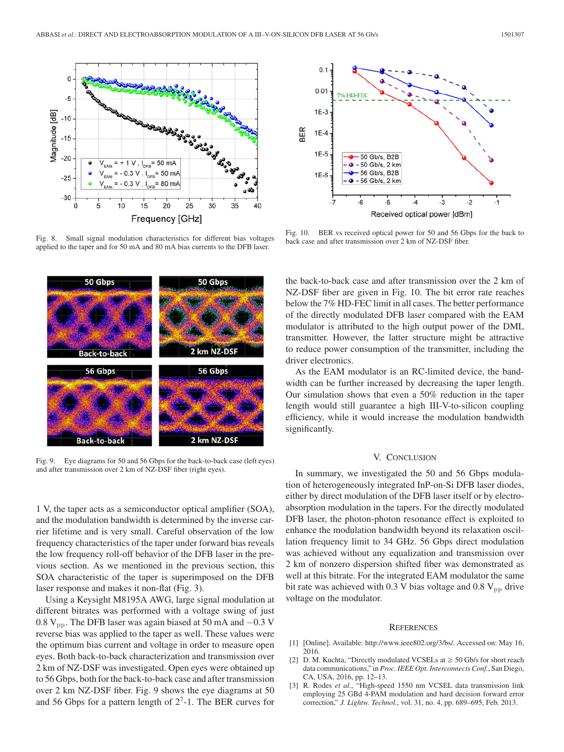Fig. 8. Small signal modulation characteristics for different bias voltages applied to the taper and for 50 mA and 80 mA bias currents to the DFB laser.

Fig. 10. BER vs received optical power for 50 and 56 Gbps for the back to back case and after transmission over 2 km of NZ-DSF fiber.

Fig. 9. Eye diagrams for 50 and 56 Gbps for the back-to-back case (left eyes) and after transmission over 2 km of NZ-DSF fiber (right eyes).

1 V, the taper acts as a semiconductor optical amplifier (SOA), and the modulation bandwidth is determined by the inverse carrier lifetime and is very small. Careful observation of the low frequency characteristics of the taper under forward bias reveals the low frequency roll-off behavior of the DFB laser in the previous section. As we mentioned in the previous section, this SOA characteristic of the taper is superimposed on the DFB laser response and makes it non-flat (Fig. 3).

Using a Keysight M8195A AWG, large signal modulation at different bitrates was performed with a voltage swing of just 0.8 $V_{pp}$. The DFB laser was again biased at 50 mA and −0.3 V reverse bias was applied to the taper as well. These values were the optimum bias current and voltage in order to measure open eyes. Both back-to-back characterization and transmission over 2 km of NZ-DSF was investigated. Open eyes were obtained up to 56 Gbps, both for the back-to-back case and after transmission over 2 km NZ-DSF fiber. Fig. 9 shows the eye diagrams at 50 and 56 Gbps for a pattern length of $2^7$-1. The BER curves for the back-to-back case and after transmission over the 2 km of NZ-DSF fiber are given in Fig. 10. The bit error rate reaches below the 7% HD-FEC limit in all cases. The better performance of the directly modulated DFB laser compared with the EAM modulator is attributed to the high output power of the DML transmitter. However, the latter structure might be attractive to reduce power consumption of the transmitter, including the driver electronics.

As the EAM modulator is an RC-limited device, the bandwidth can be further increased by decreasing the taper length. Our simulation shows that even a 50% reduction in the taper length would still guarantee a high III-V-to-silicon coupling efficiency, while it would increase the modulation bandwidth significantly.

## V. Conclusion

In summary, we investigated the 50 and 56 Gbps modulation of heterogeneously integrated InP-on-Si DFB laser diodes, either by direct modulation of the DFB laser itself or by electro-absorption modulation in the tapers. For the directly modulated DFB laser, the photon-photon resonance effect is exploited to enhance the modulation bandwidth beyond its relaxation oscillation frequency limit to 34 GHz. 56 Gbps direct modulation was achieved without any equalization and transmission over 2 km of nonzero dispersion shifted fiber was demonstrated as well at this bitrate. For the integrated EAM modulator the same bit rate was achieved with 0.3 V bias voltage and 0.8 $V_{pp}$ drive voltage on the modulator.

## References

[1] [Online]. Available: http://www.ieee802.org/3/bs/. Accessed on: May 16, 2016.

[2] D. M. Kuchta, "Directly modulated VCSELs at ≥ 50 Gb/s for short reach data communications," in *Proc. IEEE Opt. Interconnects Conf.*, San Diego, CA, USA, 2016, pp. 12–13.

[3] R. Rodes *et al.*, "High-speed 1550 nm VCSEL data transmission link employing 25 GBd 4-PAM modulation and hard decision forward error correction," *J. Lightw. Technol.*, vol. 31, no. 4, pp. 689–695, Feb. 2013.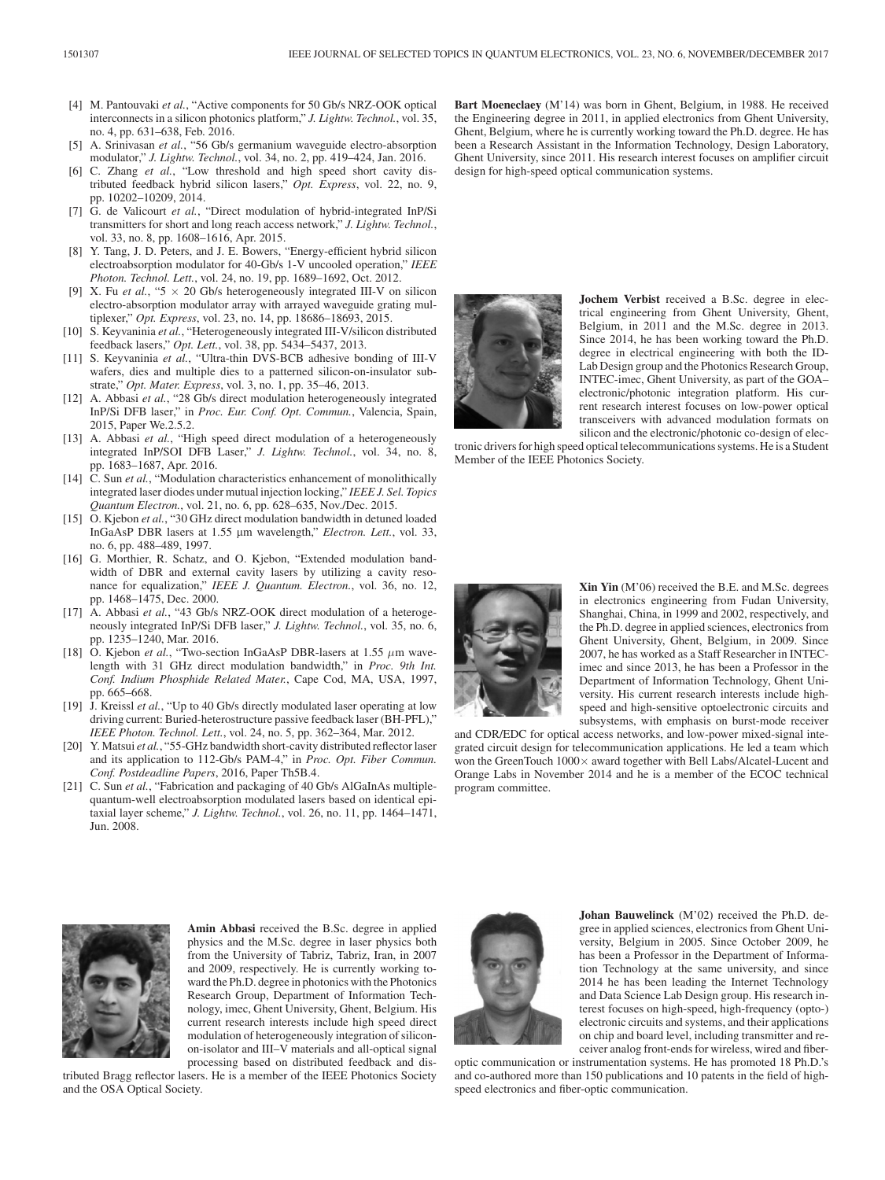[4] M. Pantouvaki *et al.*, "Active components for 50 Gb/s NRZ-OOK optical interconnects in a silicon photonics platform," *J. Lightw. Technol.*, vol. 35, no. 4, pp. 631–638, Feb. 2016.

[5] A. Srinivasan *et al.*, "56 Gb/s germanium waveguide electro-absorption modulator," *J. Lightw. Technol.*, vol. 34, no. 2, pp. 419–424, Jan. 2016.

[6] C. Zhang *et al.*, "Low threshold and high speed short cavity distributed feedback hybrid silicon lasers," *Opt. Express*, vol. 22, no. 9, pp. 10202–10209, 2014.

[7] G. de Valicourt *et al.*, "Direct modulation of hybrid-integrated InP/Si transmitters for short and long reach access network," *J. Lightw. Technol.*, vol. 33, no. 8, pp. 1608–1616, Apr. 2015.

[8] Y. Tang, J. D. Peters, and J. E. Bowers, "Energy-efficient hybrid silicon electroabsorption modulator for 40-Gb/s 1-V uncooled operation," *IEEE Photon. Technol. Lett.*, vol. 24, no. 19, pp. 1689–1692, Oct. 2012.

[9] X. Fu *et al.*, "5 × 20 Gb/s heterogeneously integrated III-V on silicon electro-absorption modulator array with arrayed waveguide grating multiplexer," *Opt. Express*, vol. 23, no. 14, pp. 18686–18693, 2015.

[10] S. Keyvaninia *et al.*, "Heterogeneously integrated III-V/silicon distributed feedback lasers," *Opt. Lett.*, vol. 38, pp. 5434–5437, 2013.

[11] S. Keyvaninia *et al.*, "Ultra-thin DVS-BCB adhesive bonding of III-V wafers, dies and multiple dies to a patterned silicon-on-insulator substrate," *Opt. Mater. Express*, vol. 3, no. 1, pp. 35–46, 2013.

[12] A. Abbasi *et al.*, "28 Gb/s direct modulation heterogeneously integrated InP/Si DFB laser," in *Proc. Eur. Conf. Opt. Commun.*, Valencia, Spain, 2015, Paper We.2.5.2.

[13] A. Abbasi *et al.*, "High speed direct modulation of a heterogeneously integrated InP/SOI DFB Laser," *J. Lightw. Technol.*, vol. 34, no. 8, pp. 1683–1687, Apr. 2016.

[14] C. Sun *et al.*, "Modulation characteristics enhancement of monolithically integrated laser diodes under mutual injection locking," *IEEE J. Sel. Topics Quantum Electron.*, vol. 21, no. 6, pp. 628–635, Nov./Dec. 2015.

[15] O. Kjebon *et al.*, "30 GHz direct modulation bandwidth in detuned loaded InGaAsP DBR lasers at 1.55 μm wavelength," *Electron. Lett.*, vol. 33, no. 6, pp. 488–489, 1997.

[16] G. Morthier, R. Schatz, and O. Kjebon, "Extended modulation bandwidth of DBR and external cavity lasers by utilizing a cavity resonance for equalization," *IEEE J. Quantum. Electron.*, vol. 36, no. 12, pp. 1468–1475, Dec. 2000.

[17] A. Abbasi *et al.*, "43 Gb/s NRZ-OOK direct modulation of a heterogeneously integrated InP/Si DFB laser," *J. Lightw. Technol.*, vol. 35, no. 6, pp. 1235–1240, Mar. 2016.

[18] O. Kjebon *et al.*, "Two-section InGaAsP DBR-lasers at 1.55 $\mu$m wavelength with 31 GHz direct modulation bandwidth," in *Proc. 9th Int. Conf. Indium Phosphide Related Mater.*, Cape Cod, MA, USA, 1997, pp. 665–668.

[19] J. Kreissl *et al.*, "Up to 40 Gb/s directly modulated laser operating at low driving current: Buried-heterostructure passive feedback laser (BH-PFL)," *IEEE Photon. Technol. Lett.*, vol. 24, no. 5, pp. 362–364, Mar. 2012.

[20] Y. Matsui *et al.*, "55-GHz bandwidth short-cavity distributed reflector laser and its application to 112-Gb/s PAM-4," in *Proc. Opt. Fiber Commun. Conf. Postdeadline Papers*, 2016, Paper Th5B.4.

[21] C. Sun *et al.*, "Fabrication and packaging of 40 Gb/s AlGaInAs multiple-quantum-well electroabsorption modulated lasers based on identical epitaxial layer scheme," *J. Lightw. Technol.*, vol. 26, no. 11, pp. 1464–1471, Jun. 2008.

**Amin Abbasi** received the B.Sc. degree in applied physics and the M.Sc. degree in laser physics both from the University of Tabriz, Tabriz, Iran, in 2007 and 2009, respectively. He is currently working toward the Ph.D. degree in photonics with the Photonics Research Group, Department of Information Technology, imec, Ghent University, Ghent, Belgium. His current research interests include high speed direct modulation of heterogeneously integration of silicon-on-isolator and III–V materials and all-optical signal processing based on distributed feedback and distributed Bragg reflector lasers. He is a member of the IEEE Photonics Society and the OSA Optical Society.

**Bart Moeneclaey** (M'14) was born in Ghent, Belgium, in 1988. He received the Engineering degree in 2011, in applied electronics from Ghent University, Ghent, Belgium, where he is currently working toward the Ph.D. degree. He has been a Research Assistant in the Information Technology, Design Laboratory, Ghent University, since 2011. His research interest focuses on amplifier circuit design for high-speed optical communication systems.

**Jochem Verbist** received a B.Sc. degree in electrical engineering from Ghent University, Ghent, Belgium, in 2011 and the M.Sc. degree in 2013. Since 2014, he has been working toward the Ph.D. degree in electrical engineering with both the ID-Lab Design group and the Photonics Research Group, INTEC-imec, Ghent University, as part of the GOA–electronic/photonic integration platform. His current research interest focuses on low-power optical transceivers with advanced modulation formats on silicon and the electronic/photonic co-design of electronic drivers for high speed optical telecommunications systems. He is a Student Member of the IEEE Photonics Society.

**Xin Yin** (M'06) received the B.E. and M.Sc. degrees in electronics engineering from Fudan University, Shanghai, China, in 1999 and 2002, respectively, and the Ph.D. degree in applied sciences, electronics from Ghent University, Ghent, Belgium, in 2009. Since 2007, he has worked as a Staff Researcher in INTEC-imec and since 2013, he has been a Professor in the Department of Information Technology, Ghent University. His current research interests include high-speed and high-sensitive optoelectronic circuits and subsystems, with emphasis on burst-mode receiver and CDR/EDC for optical access networks, and low-power mixed-signal integrated circuit design for telecommunication applications. He led a team which won the GreenTouch 1000× award together with Bell Labs/Alcatel-Lucent and Orange Labs in November 2014 and he is a member of the ECOC technical program committee.

**Johan Bauwelinck** (M'02) received the Ph.D. degree in applied sciences, electronics from Ghent University, Belgium in 2005. Since October 2009, he has been a Professor in the Department of Information Technology at the same university, and since 2014 he has been leading the Internet Technology and Data Science Lab Design group. His research interest focuses on high-speed, high-frequency (opto-)electronic circuits and systems, and their applications on chip and board level, including transmitter and receiver analog front-ends for wireless, wired and fiber-optic communication or instrumentation systems. He has promoted 18 Ph.D.'s and co-authored more than 150 publications and 10 patents in the field of high-speed electronics and fiber-optic communication.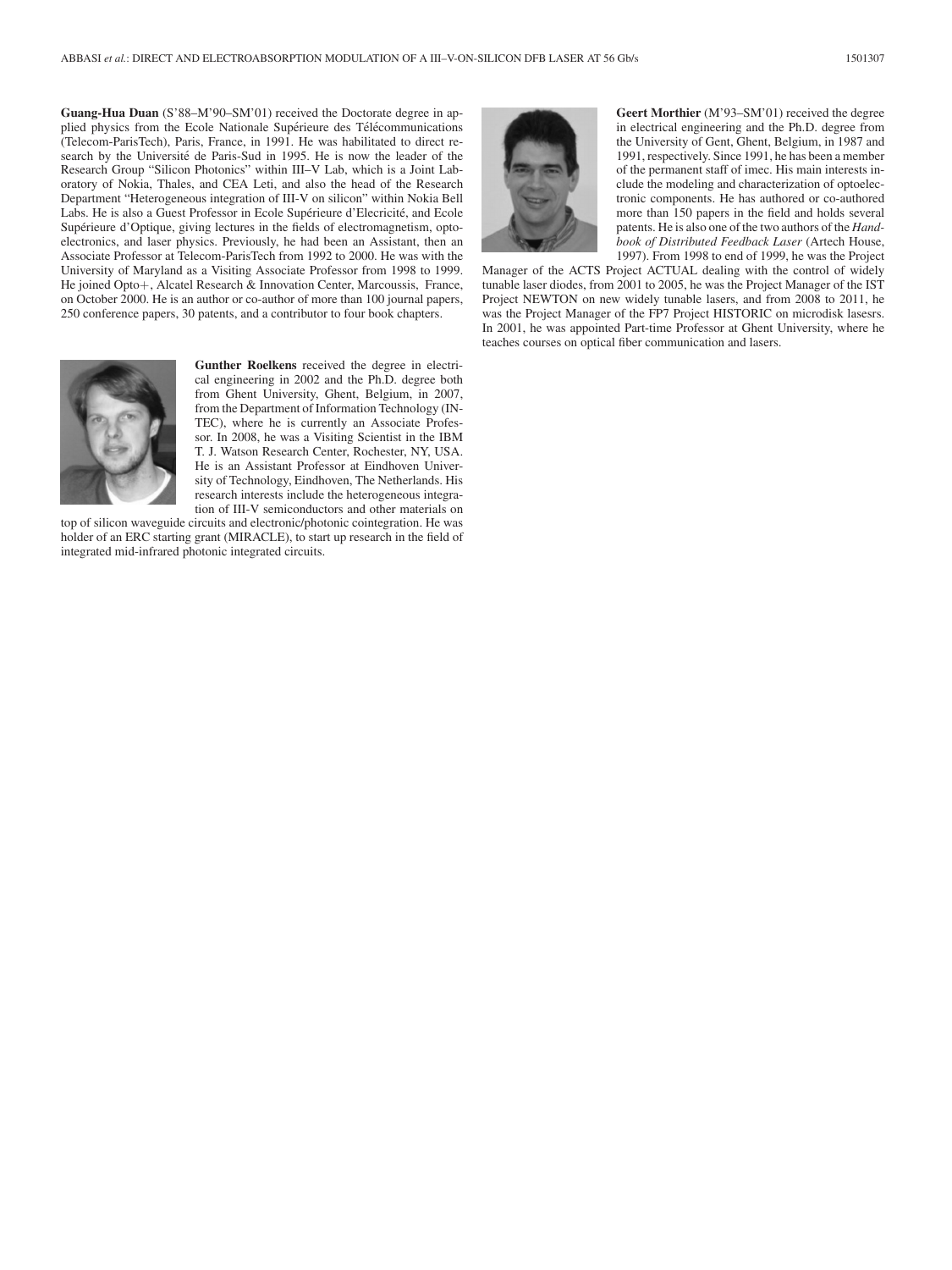**Guang-Hua Duan** (S'88–M'90–SM'01) received the Doctorate degree in applied physics from the Ecole Nationale Supérieure des Télécommunications (Telecom-ParisTech), Paris, France, in 1991. He was habilitated to direct research by the Université de Paris-Sud in 1995. He is now the leader of the Research Group "Silicon Photonics" within III–V Lab, which is a Joint Laboratory of Nokia, Thales, and CEA Leti, and also the head of the Research Department "Heterogeneous integration of III-V on silicon" within Nokia Bell Labs. He is also a Guest Professor in Ecole Supérieure d'Elecricité, and Ecole Supérieure d'Optique, giving lectures in the fields of electromagnetism, optoelectronics, and laser physics. Previously, he had been an Assistant, then an Associate Professor at Telecom-ParisTech from 1992 to 2000. He was with the University of Maryland as a Visiting Associate Professor from 1998 to 1999. He joined Opto+, Alcatel Research & Innovation Center, Marcoussis, France, on October 2000. He is an author or co-author of more than 100 journal papers, 250 conference papers, 30 patents, and a contributor to four book chapters.

**Gunther Roelkens** received the degree in electrical engineering in 2002 and the Ph.D. degree both from Ghent University, Ghent, Belgium, in 2007, from the Department of Information Technology (INTEC), where he is currently an Associate Professor. In 2008, he was a Visiting Scientist in the IBM T. J. Watson Research Center, Rochester, NY, USA. He is an Assistant Professor at Eindhoven University of Technology, Eindhoven, The Netherlands. His research interests include the heterogeneous integration of III-V semiconductors and other materials on top of silicon waveguide circuits and electronic/photonic cointegration. He was holder of an ERC starting grant (MIRACLE), to start up research in the field of integrated mid-infrared photonic integrated circuits.

**Geert Morthier** (M'93–SM'01) received the degree in electrical engineering and the Ph.D. degree from the University of Gent, Ghent, Belgium, in 1987 and 1991, respectively. Since 1991, he has been a member of the permanent staff of imec. His main interests include the modeling and characterization of optoelectronic components. He has authored or co-authored more than 150 papers in the field and holds several patents. He is also one of the two authors of the *Handbook of Distributed Feedback Laser* (Artech House, 1997). From 1998 to end of 1999, he was the Project Manager of the ACTS Project ACTUAL dealing with the control of widely tunable laser diodes, from 2001 to 2005, he was the Project Manager of the IST Project NEWTON on new widely tunable lasers, and from 2008 to 2011, he was the Project Manager of the FP7 Project HISTORIC on microdisk lasesrs. In 2001, he was appointed Part-time Professor at Ghent University, where he teaches courses on optical fiber communication and lasers.